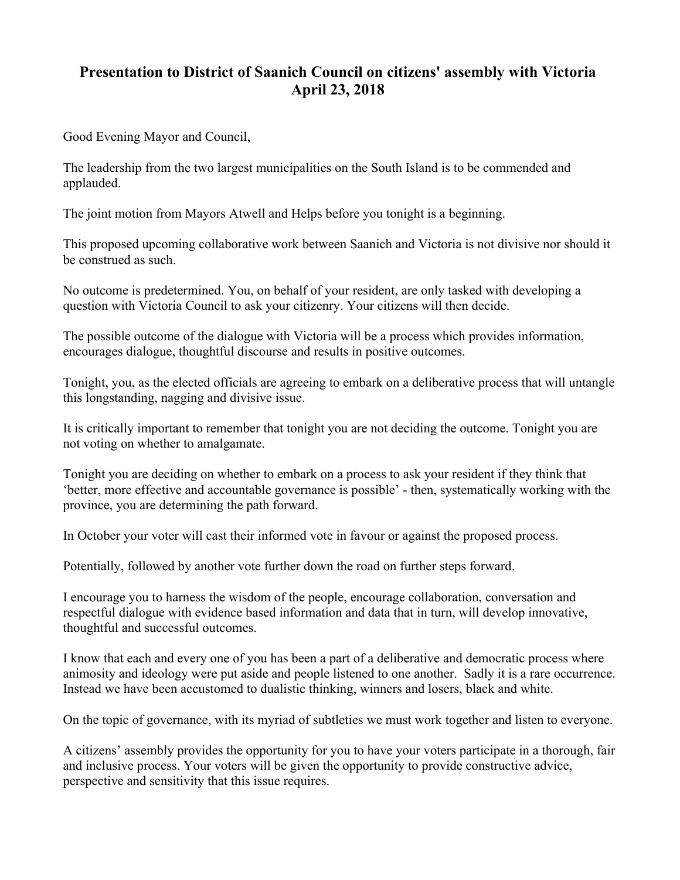# Presentation to District of Saanich Council on citizens' assembly with Victoria April 23, 2018

Good Evening Mayor and Council,

The leadership from the two largest municipalities on the South Island is to be commended and applauded.

The joint motion from Mayors Atwell and Helps before you tonight is a beginning.

This proposed upcoming collaborative work between Saanich and Victoria is not divisive nor should it be construed as such.

No outcome is predetermined. You, on behalf of your resident, are only tasked with developing a question with Victoria Council to ask your citizenry. Your citizens will then decide.

The possible outcome of the dialogue with Victoria will be a process which provides information, encourages dialogue, thoughtful discourse and results in positive outcomes.

Tonight, you, as the elected officials are agreeing to embark on a deliberative process that will untangle this longstanding, nagging and divisive issue.

It is critically important to remember that tonight you are not deciding the outcome. Tonight you are not voting on whether to amalgamate.

Tonight you are deciding on whether to embark on a process to ask your resident if they think that 'better, more effective and accountable governance is possible' - then, systematically working with the province, you are determining the path forward.

In October your voter will cast their informed vote in favour or against the proposed process.

Potentially, followed by another vote further down the road on further steps forward.

I encourage you to harness the wisdom of the people, encourage collaboration, conversation and respectful dialogue with evidence based information and data that in turn, will develop innovative, thoughtful and successful outcomes.

I know that each and every one of you has been a part of a deliberative and democratic process where animosity and ideology were put aside and people listened to one another. Sadly it is a rare occurrence. Instead we have been accustomed to dualistic thinking, winners and losers, black and white.

On the topic of governance, with its myriad of subtleties we must work together and listen to everyone.

A citizens' assembly provides the opportunity for you to have your voters participate in a thorough, fair and inclusive process. Your voters will be given the opportunity to provide constructive advice, perspective and sensitivity that this issue requires.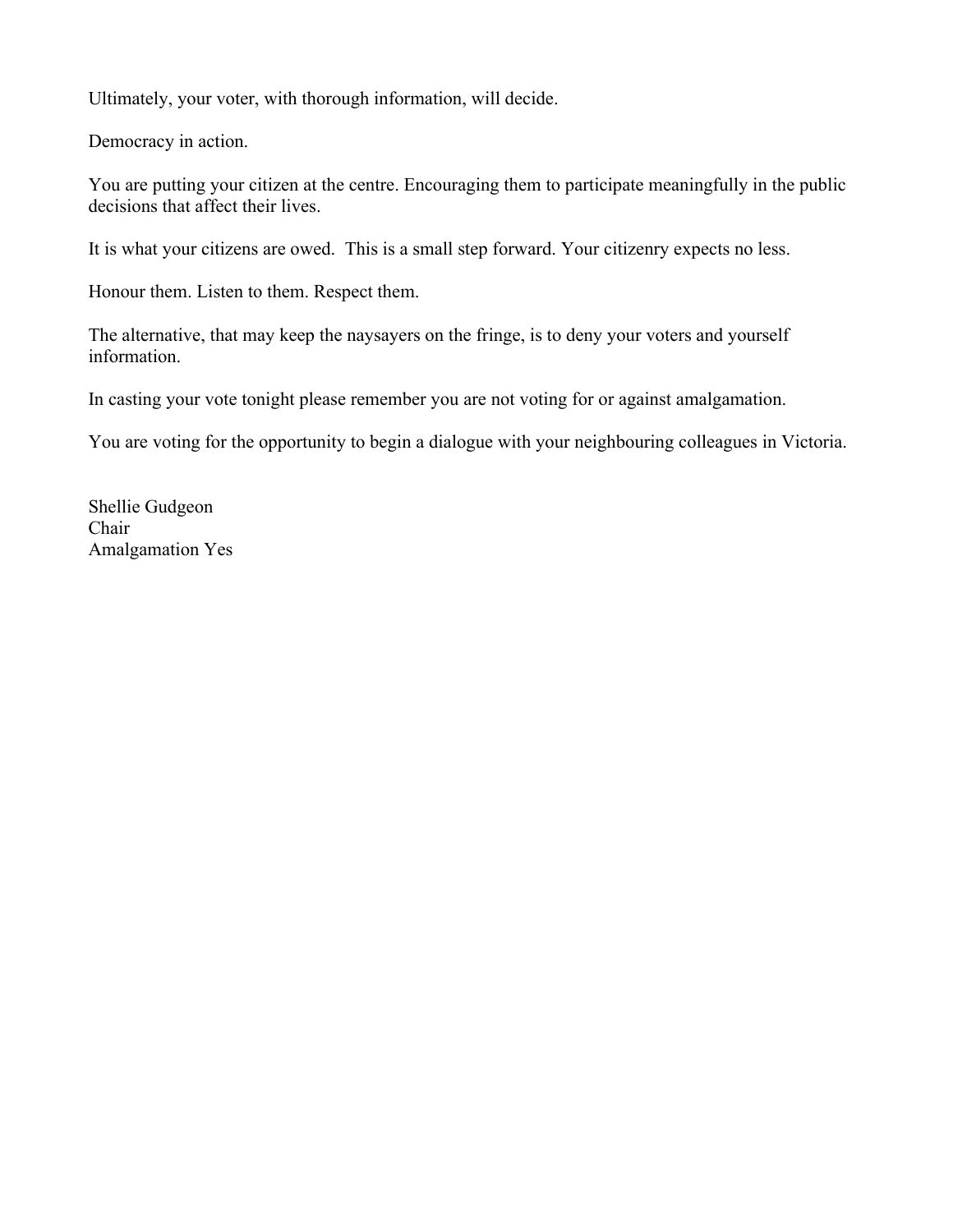Ultimately, your voter, with thorough information, will decide.

Democracy in action.

You are putting your citizen at the centre. Encouraging them to participate meaningfully in the public decisions that affect their lives.

It is what your citizens are owed.  This is a small step forward. Your citizenry expects no less.

Honour them. Listen to them. Respect them.

The alternative, that may keep the naysayers on the fringe, is to deny your voters and yourself information.

In casting your vote tonight please remember you are not voting for or against amalgamation.

You are voting for the opportunity to begin a dialogue with your neighbouring colleagues in Victoria.

Shellie Gudgeon  
Chair  
Amalgamation Yes